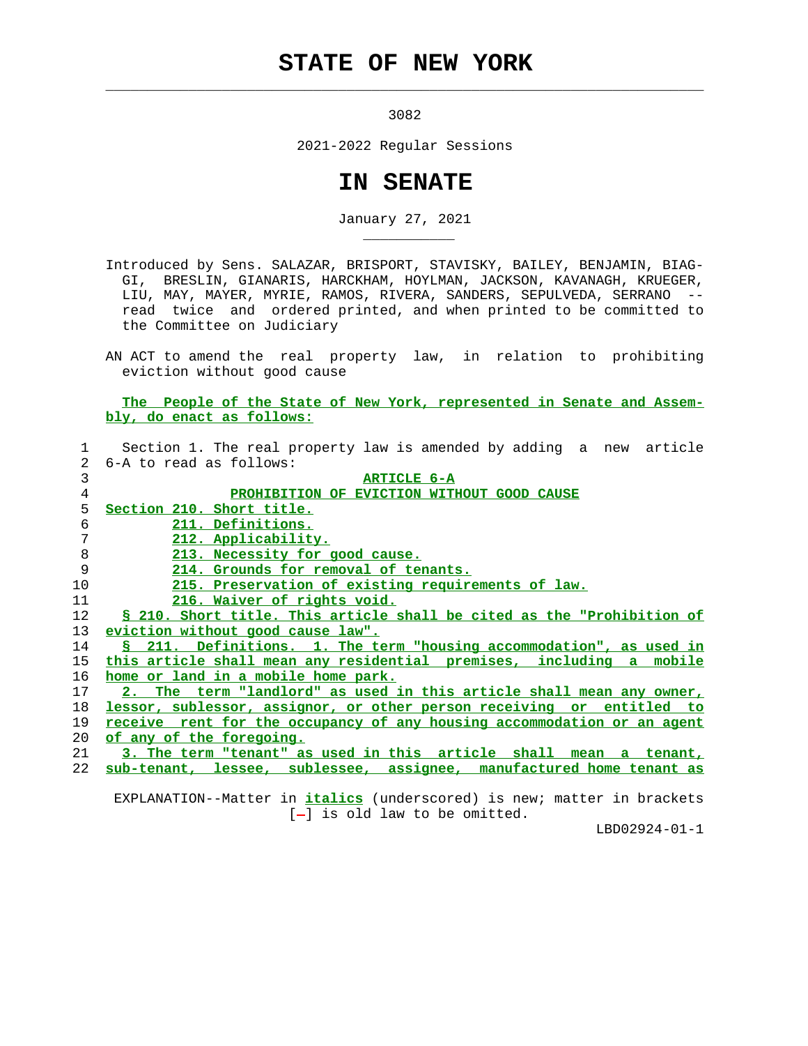# STATE OF NEW YORK

3082

2021-2022 Regular Sessions

# IN SENATE

January 27, 2021

Introduced by Sens. SALAZAR, BRISPORT, STAVISKY, BAILEY, BENJAMIN, BIAGGI, BRESLIN, GIANARIS, HARCKHAM, HOYLMAN, JACKSON, KAVANAGH, KRUEGER, LIU, MAY, MAYER, MYRIE, RAMOS, RIVERA, SANDERS, SEPULVEDA, SERRANO -- read twice and ordered printed, and when printed to be committed to the Committee on Judiciary

AN ACT to amend the real property law, in relation to prohibiting eviction without good cause

The People of the State of New York, represented in Senate and Assembly, do enact as follows:

Section 1. The real property law is amended by adding a new article 6-A to read as follows:

ARTICLE 6-A

PROHIBITION OF EVICTION WITHOUT GOOD CAUSE

Section 210. Short title.

211. Definitions.

212. Applicability.

213. Necessity for good cause.

214. Grounds for removal of tenants.

215. Preservation of existing requirements of law.

216. Waiver of rights void.

§ 210. Short title. This article shall be cited as the "Prohibition of eviction without good cause law".

§ 211. Definitions. 1. The term "housing accommodation", as used in this article shall mean any residential premises, including a mobile home or land in a mobile home park.

2. The term "landlord" as used in this article shall mean any owner, lessor, sublessor, assignor, or other person receiving or entitled to receive rent for the occupancy of any housing accommodation or an agent of any of the foregoing.

3. The term "tenant" as used in this article shall mean a tenant, sub-tenant, lessee, sublessee, assignee, manufactured home tenant as

EXPLANATION--Matter in *italics* (underscored) is new; matter in brackets [-] is old law to be omitted.

LBD02924-01-1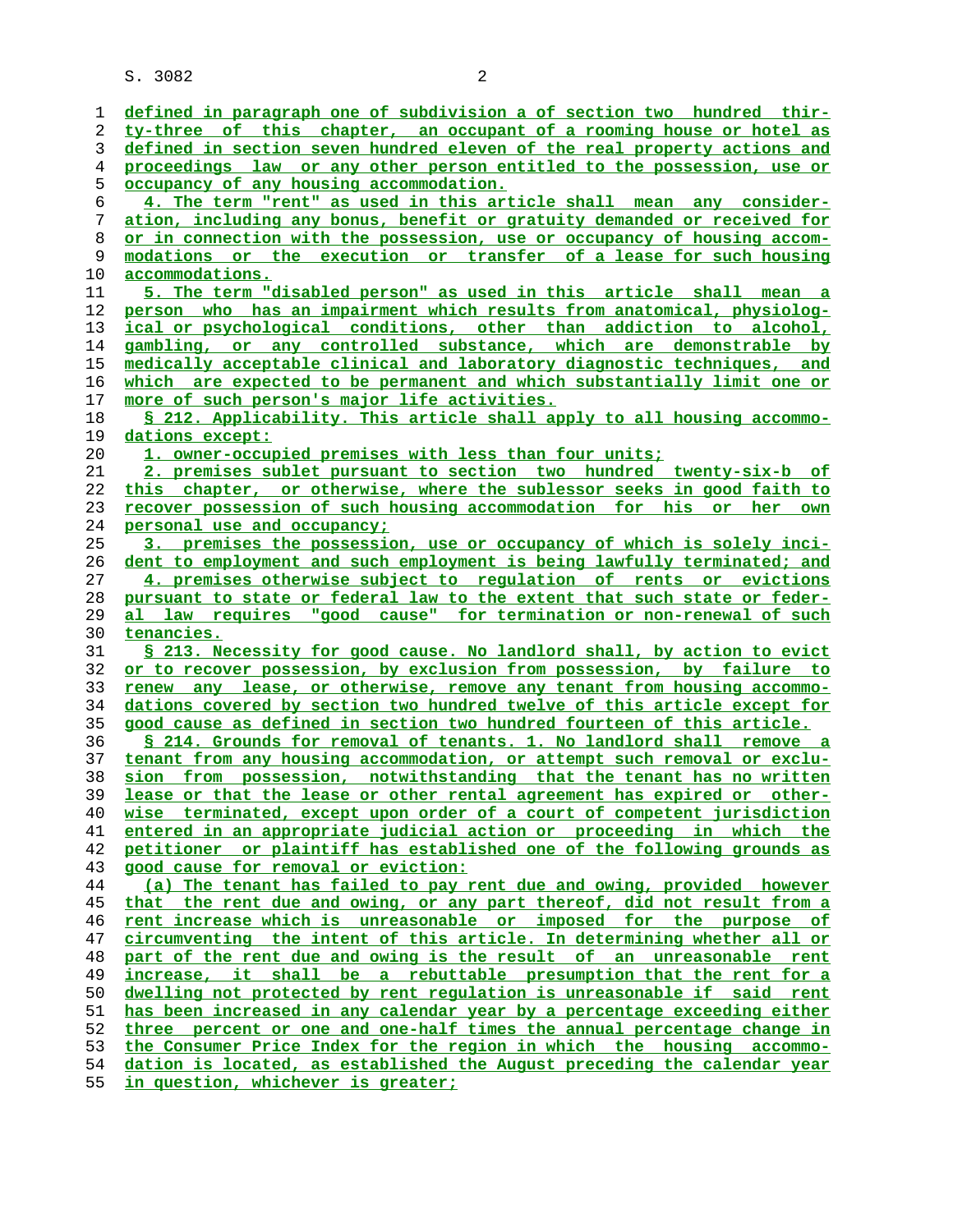defined in paragraph one of subdivision a of section two hundred thirty-three of this chapter, an occupant of a rooming house or hotel as defined in section seven hundred eleven of the real property actions and proceedings law or any other person entitled to the possession, use or occupancy of any housing accommodation.

4. The term "rent" as used in this article shall mean any consideration, including any bonus, benefit or gratuity demanded or received for or in connection with the possession, use or occupancy of housing accommodations or the execution or transfer of a lease for such housing accommodations.

5. The term "disabled person" as used in this article shall mean a person who has an impairment which results from anatomical, physiological or psychological conditions, other than addiction to alcohol, gambling, or any controlled substance, which are demonstrable by medically acceptable clinical and laboratory diagnostic techniques, and which are expected to be permanent and which substantially limit one or more of such person's major life activities.

§ 212. Applicability. This article shall apply to all housing accommodations except:

1. owner-occupied premises with less than four units;

2. premises sublet pursuant to section two hundred twenty-six-b of this chapter, or otherwise, where the sublessor seeks in good faith to recover possession of such housing accommodation for his or her own personal use and occupancy;

3. premises the possession, use or occupancy of which is solely incident to employment and such employment is being lawfully terminated; and

4. premises otherwise subject to regulation of rents or evictions pursuant to state or federal law to the extent that such state or federal law requires "good cause" for termination or non-renewal of such tenancies.

§ 213. Necessity for good cause. No landlord shall, by action to evict or to recover possession, by exclusion from possession, by failure to renew any lease, or otherwise, remove any tenant from housing accommodations covered by section two hundred twelve of this article except for good cause as defined in section two hundred fourteen of this article.

§ 214. Grounds for removal of tenants. 1. No landlord shall remove a tenant from any housing accommodation, or attempt such removal or exclusion from possession, notwithstanding that the tenant has no written lease or that the lease or other rental agreement has expired or otherwise terminated, except upon order of a court of competent jurisdiction entered in an appropriate judicial action or proceeding in which the petitioner or plaintiff has established one of the following grounds as good cause for removal or eviction:

(a) The tenant has failed to pay rent due and owing, provided however that the rent due and owing, or any part thereof, did not result from a rent increase which is unreasonable or imposed for the purpose of circumventing the intent of this article. In determining whether all or part of the rent due and owing is the result of an unreasonable rent increase, it shall be a rebuttable presumption that the rent for a dwelling not protected by rent regulation is unreasonable if said rent has been increased in any calendar year by a percentage exceeding either three percent or one and one-half times the annual percentage change in the Consumer Price Index for the region in which the housing accommodation is located, as established the August preceding the calendar year in question, whichever is greater;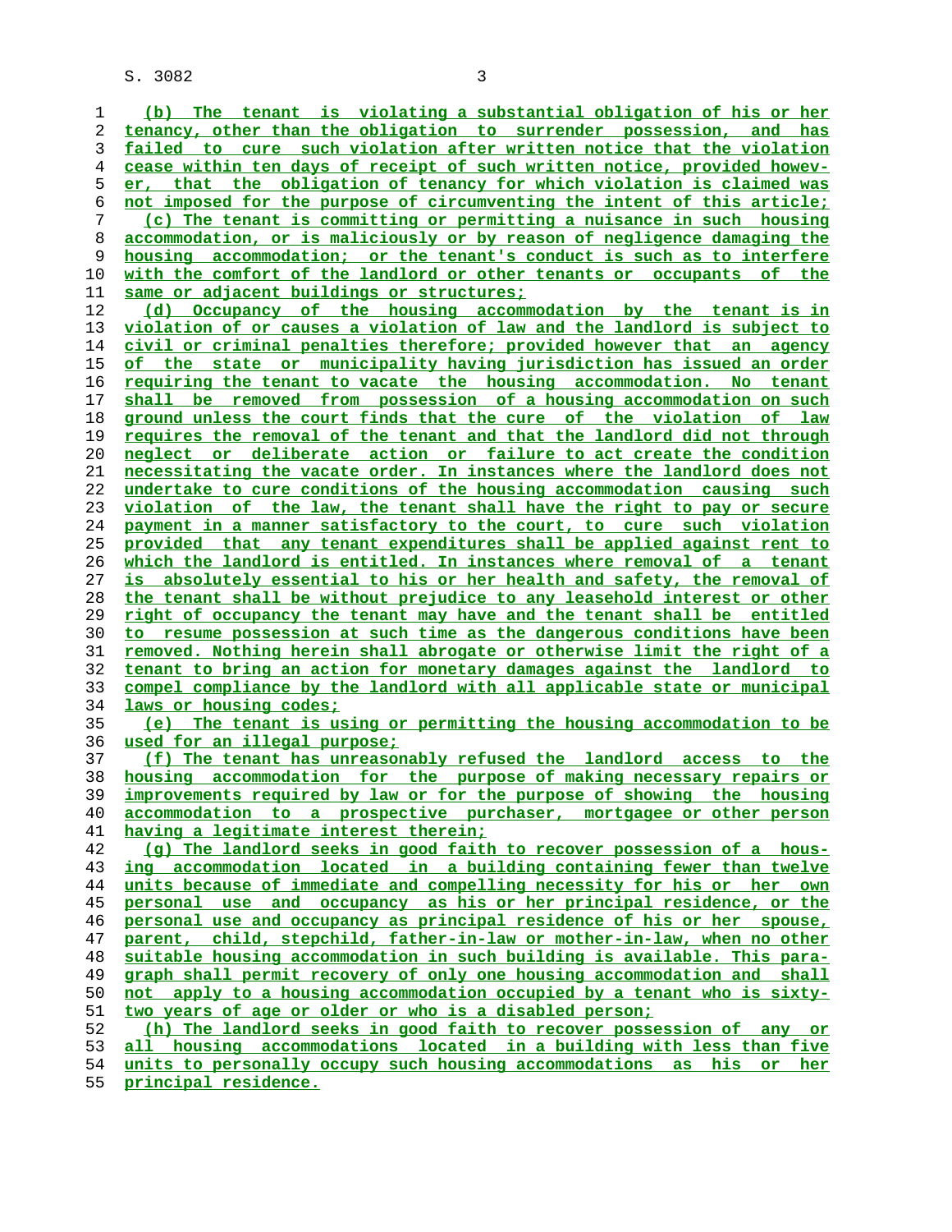(b) The tenant is violating a substantial obligation of his or her tenancy, other than the obligation to surrender possession, and has failed to cure such violation after written notice that the violation cease within ten days of receipt of such written notice, provided however, that the obligation of tenancy for which violation is claimed was not imposed for the purpose of circumventing the intent of this article;

(c) The tenant is committing or permitting a nuisance in such housing accommodation, or is maliciously or by reason of negligence damaging the housing accommodation; or the tenant's conduct is such as to interfere with the comfort of the landlord or other tenants or occupants of the same or adjacent buildings or structures;

(d) Occupancy of the housing accommodation by the tenant is in violation of or causes a violation of law and the landlord is subject to civil or criminal penalties therefore; provided however that an agency of the state or municipality having jurisdiction has issued an order requiring the tenant to vacate the housing accommodation. No tenant shall be removed from possession of a housing accommodation on such ground unless the court finds that the cure of the violation of law requires the removal of the tenant and that the landlord did not through neglect or deliberate action or failure to act create the condition necessitating the vacate order. In instances where the landlord does not undertake to cure conditions of the housing accommodation causing such violation of the law, the tenant shall have the right to pay or secure payment in a manner satisfactory to the court, to cure such violation provided that any tenant expenditures shall be applied against rent to which the landlord is entitled. In instances where removal of a tenant is absolutely essential to his or her health and safety, the removal of the tenant shall be without prejudice to any leasehold interest or other right of occupancy the tenant may have and the tenant shall be entitled to resume possession at such time as the dangerous conditions have been removed. Nothing herein shall abrogate or otherwise limit the right of a tenant to bring an action for monetary damages against the landlord to compel compliance by the landlord with all applicable state or municipal laws or housing codes;

(e) The tenant is using or permitting the housing accommodation to be used for an illegal purpose;

(f) The tenant has unreasonably refused the landlord access to the housing accommodation for the purpose of making necessary repairs or improvements required by law or for the purpose of showing the housing accommodation to a prospective purchaser, mortgagee or other person having a legitimate interest therein;

(g) The landlord seeks in good faith to recover possession of a housing accommodation located in a building containing fewer than twelve units because of immediate and compelling necessity for his or her own personal use and occupancy as his or her principal residence, or the personal use and occupancy as principal residence of his or her spouse, parent, child, stepchild, father-in-law or mother-in-law, when no other suitable housing accommodation in such building is available. This paragraph shall permit recovery of only one housing accommodation and shall not apply to a housing accommodation occupied by a tenant who is sixty-two years of age or older or who is a disabled person;

(h) The landlord seeks in good faith to recover possession of any or all housing accommodations located in a building with less than five units to personally occupy such housing accommodations as his or her principal residence.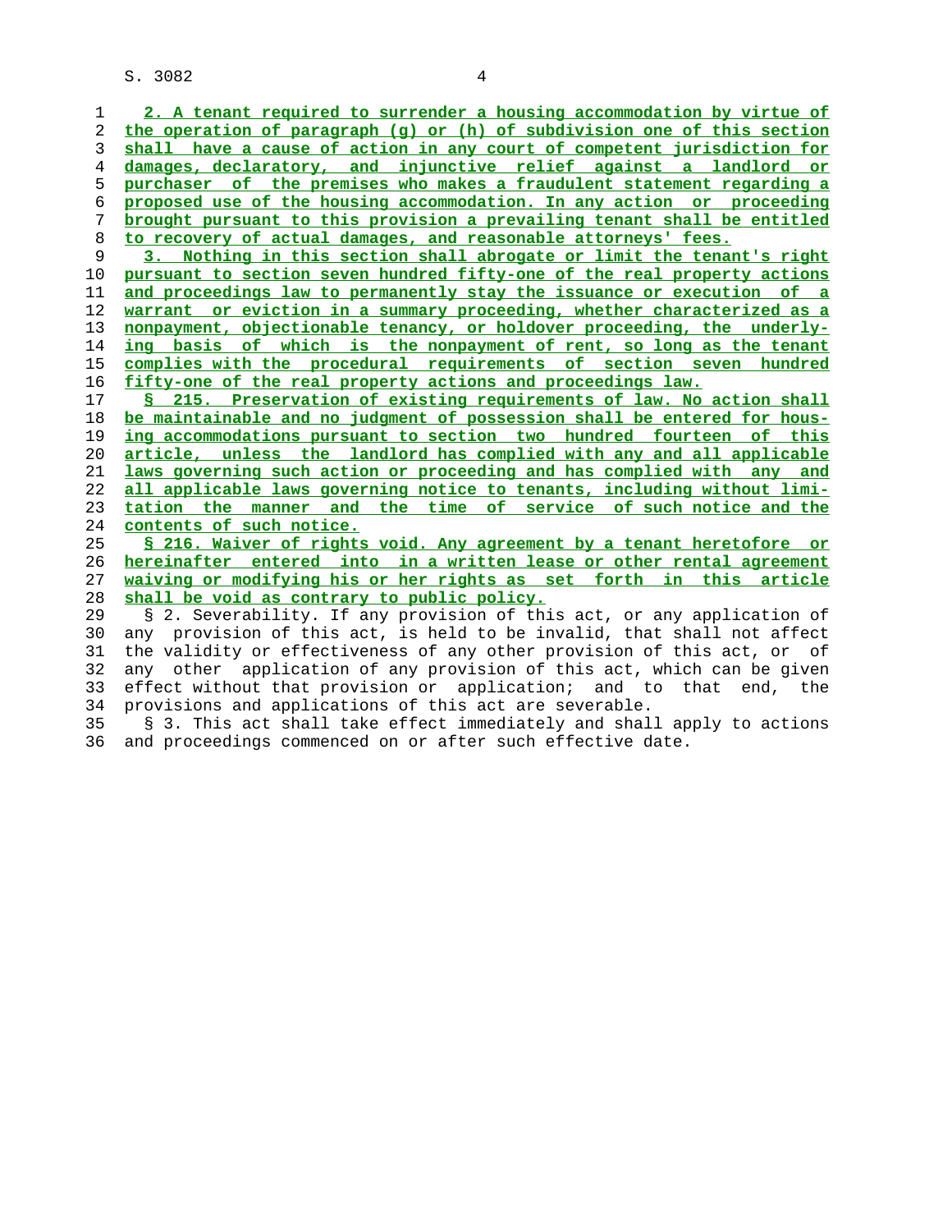2. A tenant required to surrender a housing accommodation by virtue of the operation of paragraph (g) or (h) of subdivision one of this section shall have a cause of action in any court of competent jurisdiction for damages, declaratory, and injunctive relief against a landlord or purchaser of the premises who makes a fraudulent statement regarding a proposed use of the housing accommodation. In any action or proceeding brought pursuant to this provision a prevailing tenant shall be entitled to recovery of actual damages, and reasonable attorneys' fees.

3. Nothing in this section shall abrogate or limit the tenant's right pursuant to section seven hundred fifty-one of the real property actions and proceedings law to permanently stay the issuance or execution of a warrant or eviction in a summary proceeding, whether characterized as a nonpayment, objectionable tenancy, or holdover proceeding, the underlying basis of which is the nonpayment of rent, so long as the tenant complies with the procedural requirements of section seven hundred fifty-one of the real property actions and proceedings law.

§ 215. Preservation of existing requirements of law. No action shall be maintainable and no judgment of possession shall be entered for housing accommodations pursuant to section two hundred fourteen of this article, unless the landlord has complied with any and all applicable laws governing such action or proceeding and has complied with any and all applicable laws governing notice to tenants, including without limitation the manner and the time of service of such notice and the contents of such notice.

§ 216. Waiver of rights void. Any agreement by a tenant heretofore or hereinafter entered into in a written lease or other rental agreement waiving or modifying his or her rights as set forth in this article shall be void as contrary to public policy.

§ 2. Severability. If any provision of this act, or any application of any provision of this act, is held to be invalid, that shall not affect the validity or effectiveness of any other provision of this act, or of any other application of any provision of this act, which can be given effect without that provision or application; and to that end, the provisions and applications of this act are severable.

§ 3. This act shall take effect immediately and shall apply to actions and proceedings commenced on or after such effective date.